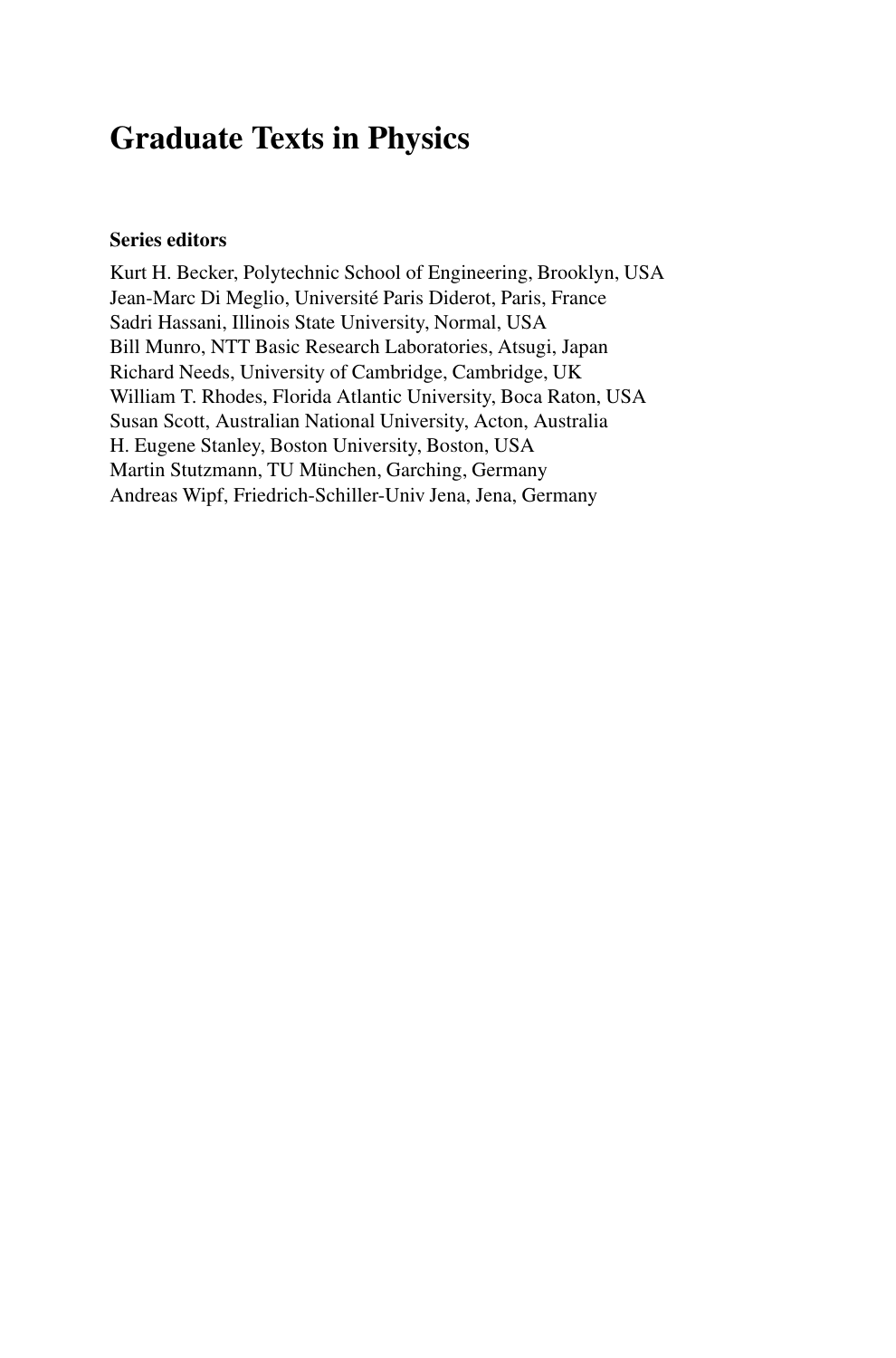# Graduate Texts in Physics

**Series editors**

Kurt H. Becker, Polytechnic School of Engineering, Brooklyn, USA
Jean-Marc Di Meglio, Université Paris Diderot, Paris, France
Sadri Hassani, Illinois State University, Normal, USA
Bill Munro, NTT Basic Research Laboratories, Atsugi, Japan
Richard Needs, University of Cambridge, Cambridge, UK
William T. Rhodes, Florida Atlantic University, Boca Raton, USA
Susan Scott, Australian National University, Acton, Australia
H. Eugene Stanley, Boston University, Boston, USA
Martin Stutzmann, TU München, Garching, Germany
Andreas Wipf, Friedrich-Schiller-Univ Jena, Jena, Germany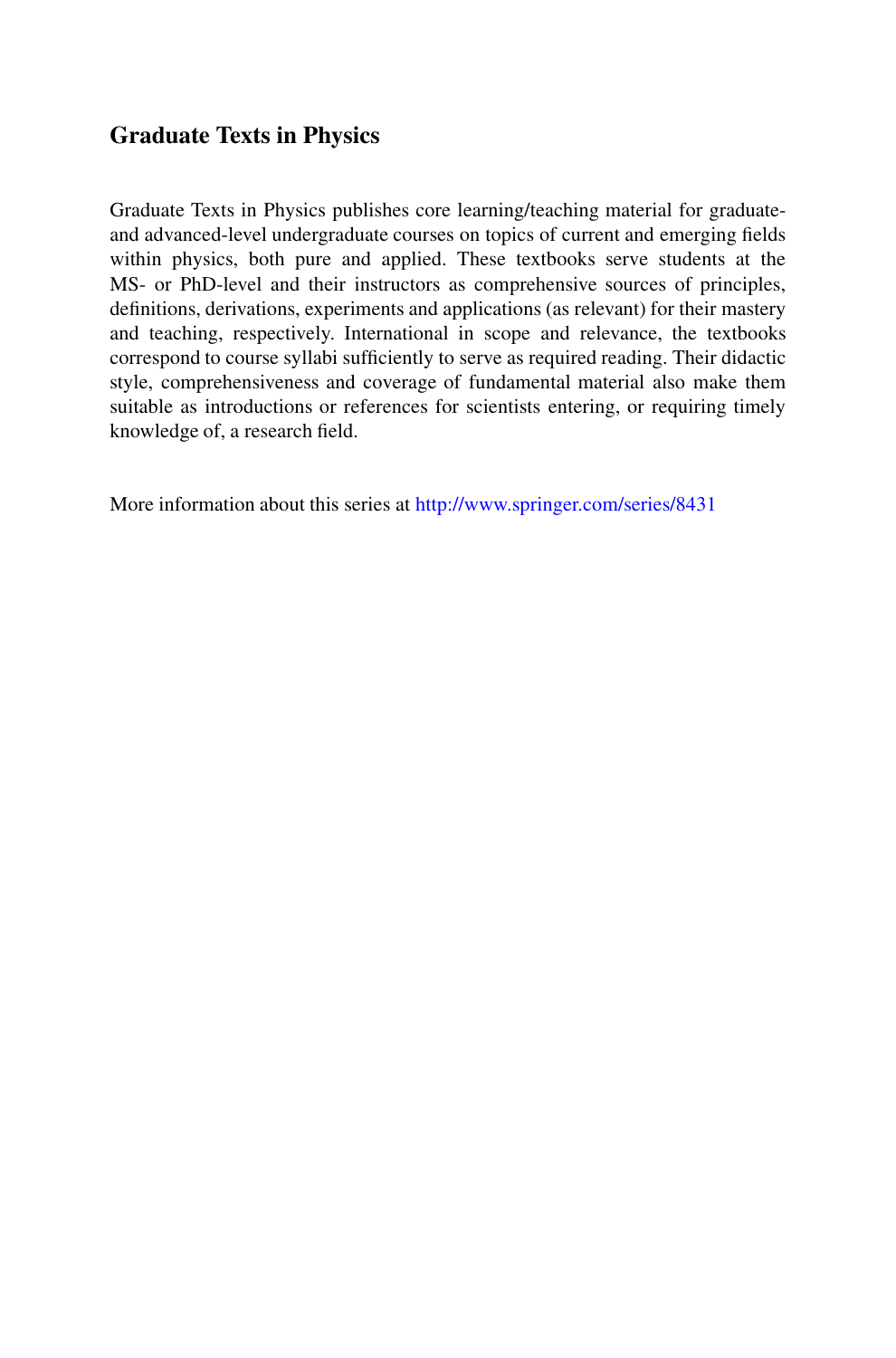# Graduate Texts in Physics

Graduate Texts in Physics publishes core learning/teaching material for graduate- and advanced-level undergraduate courses on topics of current and emerging fields within physics, both pure and applied. These textbooks serve students at the MS- or PhD-level and their instructors as comprehensive sources of principles, definitions, derivations, experiments and applications (as relevant) for their mastery and teaching, respectively. International in scope and relevance, the textbooks correspond to course syllabi sufficiently to serve as required reading. Their didactic style, comprehensiveness and coverage of fundamental material also make them suitable as introductions or references for scientists entering, or requiring timely knowledge of, a research field.

More information about this series at http://www.springer.com/series/8431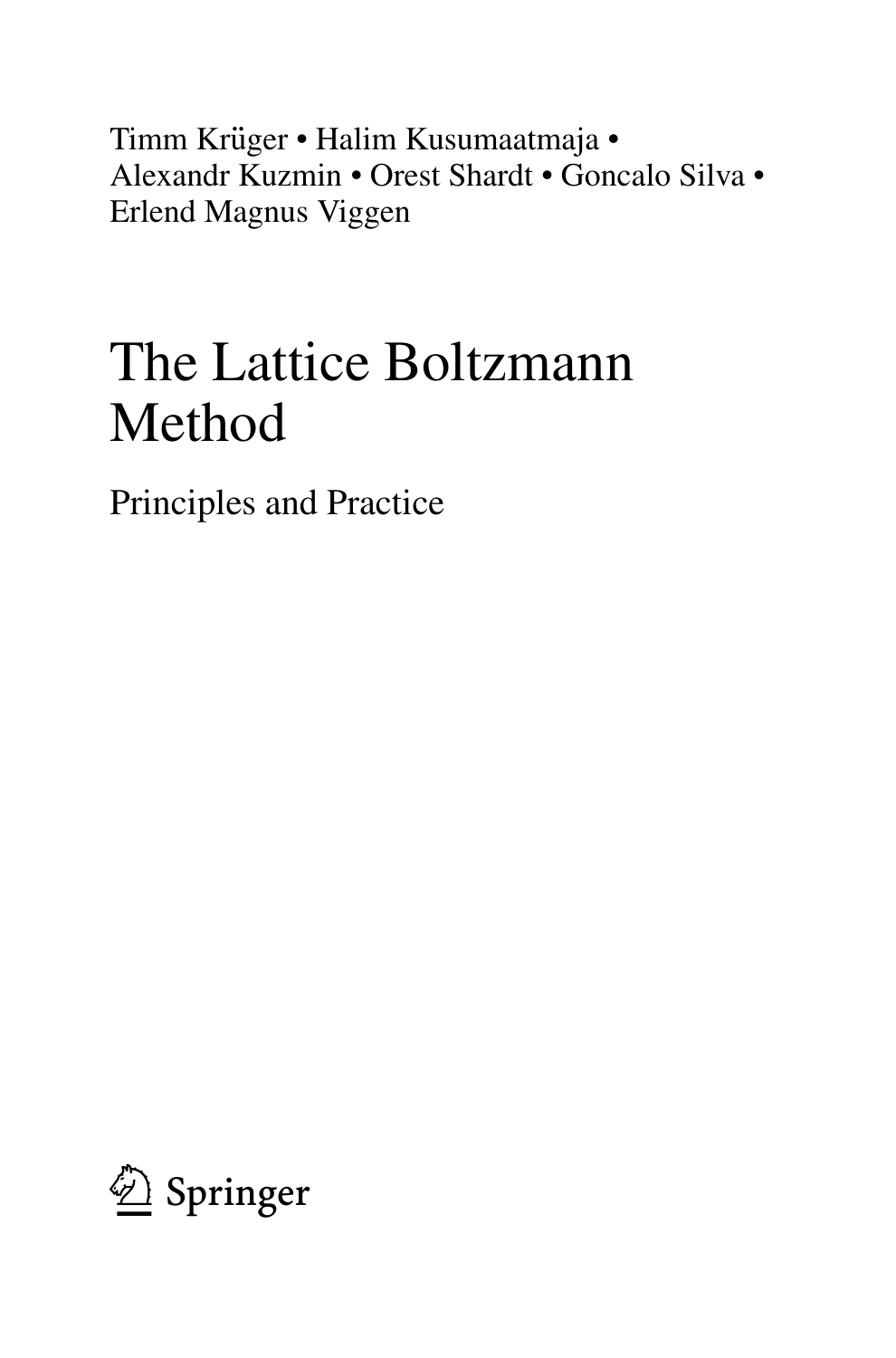Timm Krüger • Halim Kusumaatmaja •
Alexandr Kuzmin • Orest Shardt • Goncalo Silva •
Erlend Magnus Viggen

# The Lattice Boltzmann Method

## Principles and Practice

Springer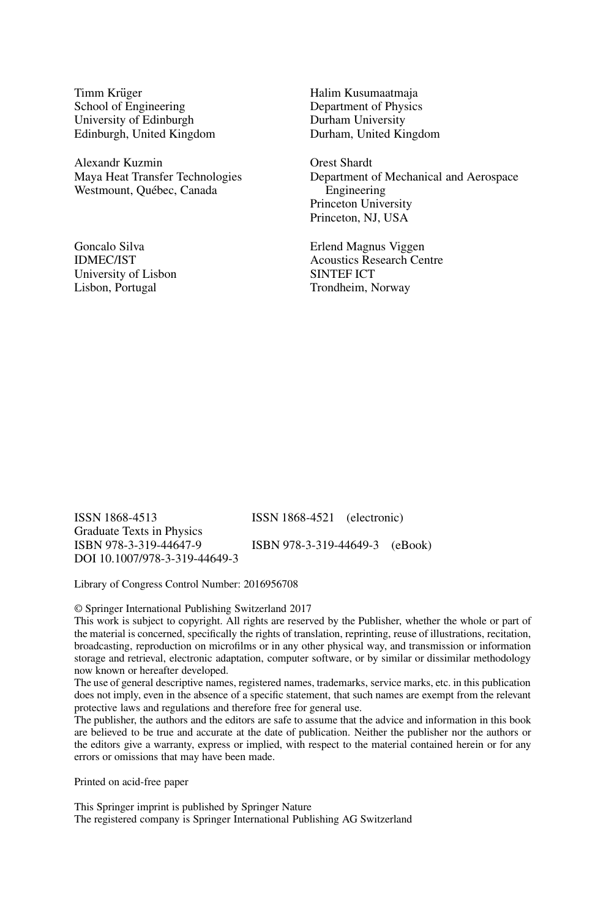Timm Krüger
School of Engineering
University of Edinburgh
Edinburgh, United Kingdom

Halim Kusumaatmaja
Department of Physics
Durham University
Durham, United Kingdom

Alexandr Kuzmin
Maya Heat Transfer Technologies
Westmount, Québec, Canada

Orest Shardt
Department of Mechanical and Aerospace Engineering
Princeton University
Princeton, NJ, USA

Goncalo Silva
IDMEC/IST
University of Lisbon
Lisbon, Portugal

Erlend Magnus Viggen
Acoustics Research Centre
SINTEF ICT
Trondheim, Norway

ISSN 1868-4513 ISSN 1868-4521 (electronic)
Graduate Texts in Physics
ISBN 978-3-319-44647-9 ISBN 978-3-319-44649-3 (eBook)
DOI 10.1007/978-3-319-44649-3

Library of Congress Control Number: 2016956708

© Springer International Publishing Switzerland 2017
This work is subject to copyright. All rights are reserved by the Publisher, whether the whole or part of the material is concerned, specifically the rights of translation, reprinting, reuse of illustrations, recitation, broadcasting, reproduction on microfilms or in any other physical way, and transmission or information storage and retrieval, electronic adaptation, computer software, or by similar or dissimilar methodology now known or hereafter developed.
The use of general descriptive names, registered names, trademarks, service marks, etc. in this publication does not imply, even in the absence of a specific statement, that such names are exempt from the relevant protective laws and regulations and therefore free for general use.
The publisher, the authors and the editors are safe to assume that the advice and information in this book are believed to be true and accurate at the date of publication. Neither the publisher nor the authors or the editors give a warranty, express or implied, with respect to the material contained herein or for any errors or omissions that may have been made.

Printed on acid-free paper

This Springer imprint is published by Springer Nature
The registered company is Springer International Publishing AG Switzerland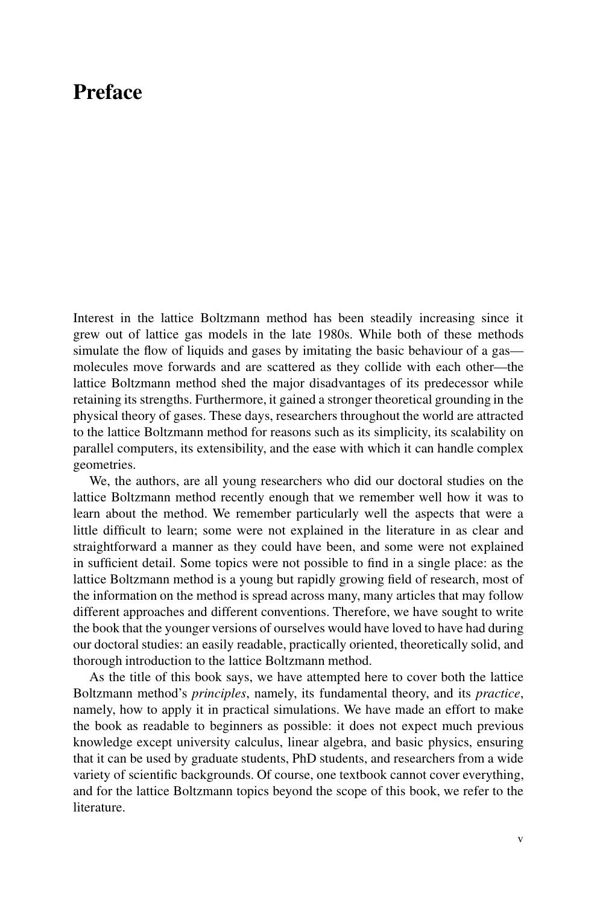# Preface

Interest in the lattice Boltzmann method has been steadily increasing since it grew out of lattice gas models in the late 1980s. While both of these methods simulate the flow of liquids and gases by imitating the basic behaviour of a gas—molecules move forwards and are scattered as they collide with each other—the lattice Boltzmann method shed the major disadvantages of its predecessor while retaining its strengths. Furthermore, it gained a stronger theoretical grounding in the physical theory of gases. These days, researchers throughout the world are attracted to the lattice Boltzmann method for reasons such as its simplicity, its scalability on parallel computers, its extensibility, and the ease with which it can handle complex geometries.

We, the authors, are all young researchers who did our doctoral studies on the lattice Boltzmann method recently enough that we remember well how it was to learn about the method. We remember particularly well the aspects that were a little difficult to learn; some were not explained in the literature in as clear and straightforward a manner as they could have been, and some were not explained in sufficient detail. Some topics were not possible to find in a single place: as the lattice Boltzmann method is a young but rapidly growing field of research, most of the information on the method is spread across many, many articles that may follow different approaches and different conventions. Therefore, we have sought to write the book that the younger versions of ourselves would have loved to have had during our doctoral studies: an easily readable, practically oriented, theoretically solid, and thorough introduction to the lattice Boltzmann method.

As the title of this book says, we have attempted here to cover both the lattice Boltzmann method's *principles*, namely, its fundamental theory, and its *practice*, namely, how to apply it in practical simulations. We have made an effort to make the book as readable to beginners as possible: it does not expect much previous knowledge except university calculus, linear algebra, and basic physics, ensuring that it can be used by graduate students, PhD students, and researchers from a wide variety of scientific backgrounds. Of course, one textbook cannot cover everything, and for the lattice Boltzmann topics beyond the scope of this book, we refer to the literature.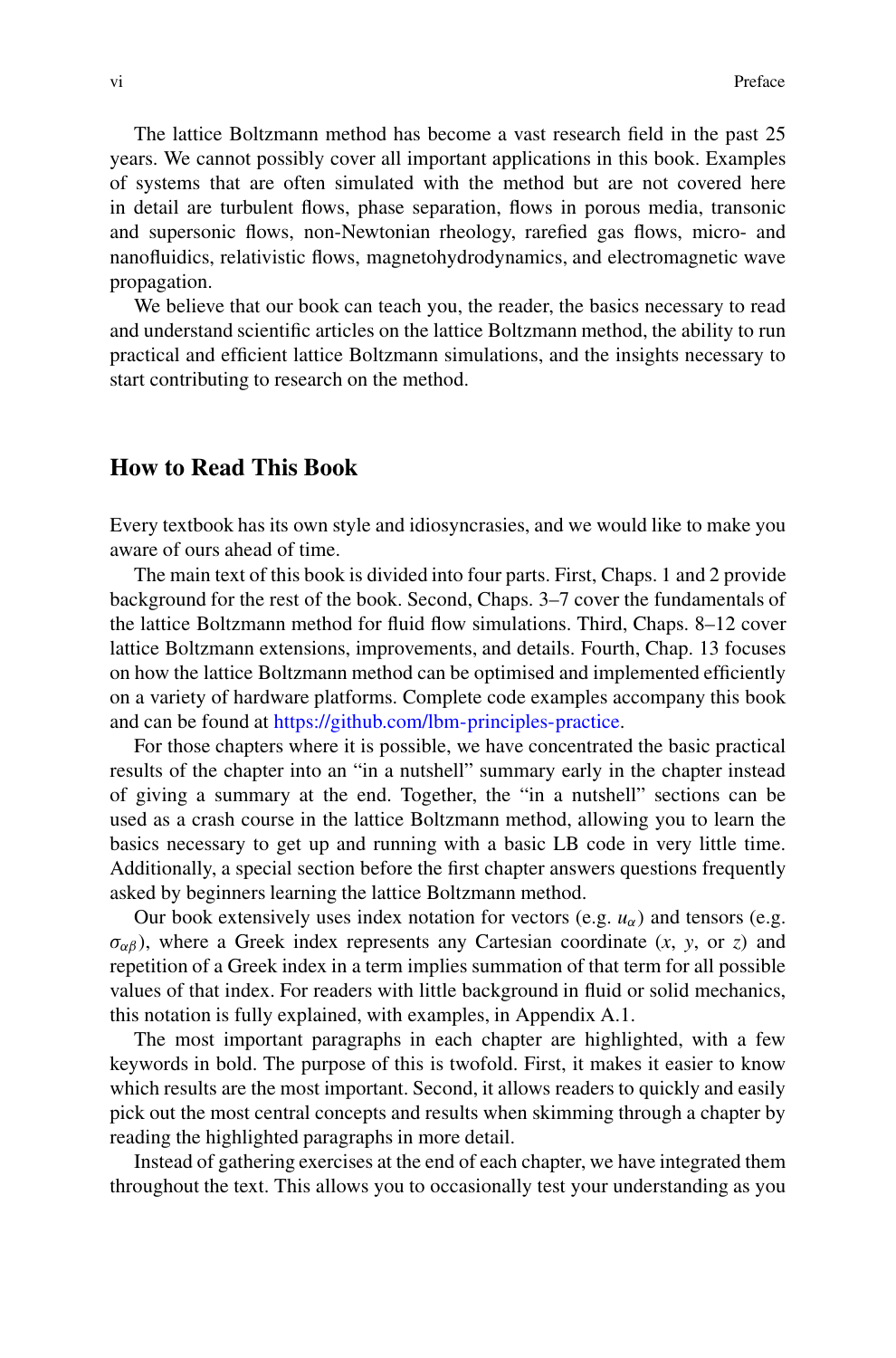The lattice Boltzmann method has become a vast research field in the past 25 years. We cannot possibly cover all important applications in this book. Examples of systems that are often simulated with the method but are not covered here in detail are turbulent flows, phase separation, flows in porous media, transonic and supersonic flows, non-Newtonian rheology, rarefied gas flows, micro- and nanofluidics, relativistic flows, magnetohydrodynamics, and electromagnetic wave propagation.

We believe that our book can teach you, the reader, the basics necessary to read and understand scientific articles on the lattice Boltzmann method, the ability to run practical and efficient lattice Boltzmann simulations, and the insights necessary to start contributing to research on the method.

## How to Read This Book

Every textbook has its own style and idiosyncrasies, and we would like to make you aware of ours ahead of time.

The main text of this book is divided into four parts. First, Chaps. 1 and 2 provide background for the rest of the book. Second, Chaps. 3–7 cover the fundamentals of the lattice Boltzmann method for fluid flow simulations. Third, Chaps. 8–12 cover lattice Boltzmann extensions, improvements, and details. Fourth, Chap. 13 focuses on how the lattice Boltzmann method can be optimised and implemented efficiently on a variety of hardware platforms. Complete code examples accompany this book and can be found at https://github.com/lbm-principles-practice.

For those chapters where it is possible, we have concentrated the basic practical results of the chapter into an "in a nutshell" summary early in the chapter instead of giving a summary at the end. Together, the "in a nutshell" sections can be used as a crash course in the lattice Boltzmann method, allowing you to learn the basics necessary to get up and running with a basic LB code in very little time. Additionally, a special section before the first chapter answers questions frequently asked by beginners learning the lattice Boltzmann method.

Our book extensively uses index notation for vectors (e.g. $u_\alpha$) and tensors (e.g. $\sigma_{\alpha\beta}$), where a Greek index represents any Cartesian coordinate ($x$, $y$, or $z$) and repetition of a Greek index in a term implies summation of that term for all possible values of that index. For readers with little background in fluid or solid mechanics, this notation is fully explained, with examples, in Appendix A.1.

The most important paragraphs in each chapter are highlighted, with a few keywords in bold. The purpose of this is twofold. First, it makes it easier to know which results are the most important. Second, it allows readers to quickly and easily pick out the most central concepts and results when skimming through a chapter by reading the highlighted paragraphs in more detail.

Instead of gathering exercises at the end of each chapter, we have integrated them throughout the text. This allows you to occasionally test your understanding as you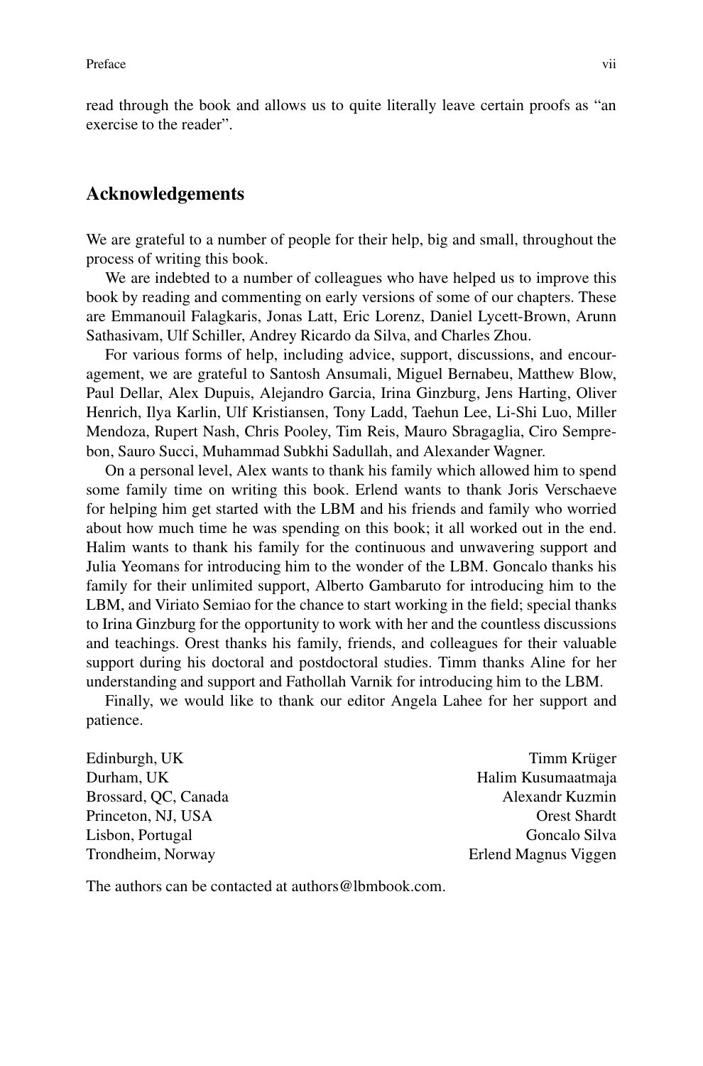read through the book and allows us to quite literally leave certain proofs as "an exercise to the reader".

## Acknowledgements

We are grateful to a number of people for their help, big and small, throughout the process of writing this book.

We are indebted to a number of colleagues who have helped us to improve this book by reading and commenting on early versions of some of our chapters. These are Emmanouil Falagkaris, Jonas Latt, Eric Lorenz, Daniel Lycett-Brown, Arunn Sathasivam, Ulf Schiller, Andrey Ricardo da Silva, and Charles Zhou.

For various forms of help, including advice, support, discussions, and encouragement, we are grateful to Santosh Ansumali, Miguel Bernabeu, Matthew Blow, Paul Dellar, Alex Dupuis, Alejandro Garcia, Irina Ginzburg, Jens Harting, Oliver Henrich, Ilya Karlin, Ulf Kristiansen, Tony Ladd, Taehun Lee, Li-Shi Luo, Miller Mendoza, Rupert Nash, Chris Pooley, Tim Reis, Mauro Sbragaglia, Ciro Semprebon, Sauro Succi, Muhammad Subkhi Sadullah, and Alexander Wagner.

On a personal level, Alex wants to thank his family which allowed him to spend some family time on writing this book. Erlend wants to thank Joris Verschaeve for helping him get started with the LBM and his friends and family who worried about how much time he was spending on this book; it all worked out in the end. Halim wants to thank his family for the continuous and unwavering support and Julia Yeomans for introducing him to the wonder of the LBM. Goncalo thanks his family for their unlimited support, Alberto Gambaruto for introducing him to the LBM, and Viriato Semiao for the chance to start working in the field; special thanks to Irina Ginzburg for the opportunity to work with her and the countless discussions and teachings. Orest thanks his family, friends, and colleagues for their valuable support during his doctoral and postdoctoral studies. Timm thanks Aline for her understanding and support and Fathollah Varnik for introducing him to the LBM.

Finally, we would like to thank our editor Angela Lahee for her support and patience.

Edinburgh, UK — Timm Krüger
Durham, UK — Halim Kusumaatmaja
Brossard, QC, Canada — Alexandr Kuzmin
Princeton, NJ, USA — Orest Shardt
Lisbon, Portugal — Goncalo Silva
Trondheim, Norway — Erlend Magnus Viggen

The authors can be contacted at authors@lbmbook.com.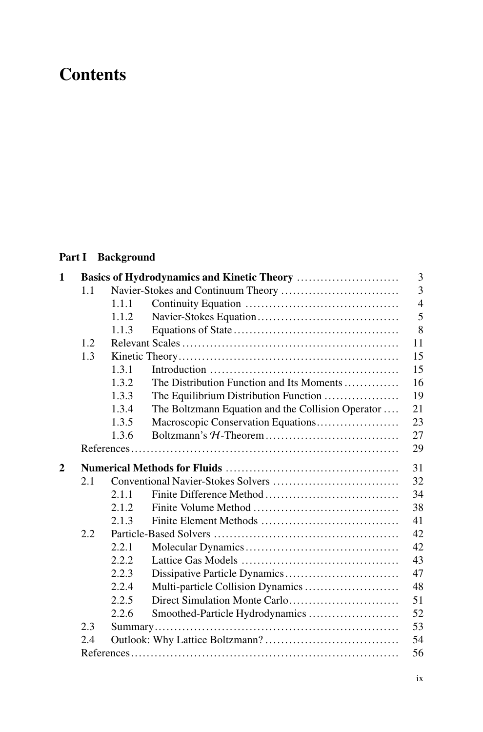# Contents

## Part I Background

| | | | | |
|---|---|---|---|---|
| **1** | **Basics of Hydrodynamics and Kinetic Theory** | | | 3 |
| | 1.1 | Navier-Stokes and Continuum Theory | | 3 |
| | | 1.1.1 | Continuity Equation | 4 |
| | | 1.1.2 | Navier-Stokes Equation | 5 |
| | | 1.1.3 | Equations of State | 8 |
| | 1.2 | Relevant Scales | | 11 |
| | 1.3 | Kinetic Theory | | 15 |
| | | 1.3.1 | Introduction | 15 |
| | | 1.3.2 | The Distribution Function and Its Moments | 16 |
| | | 1.3.3 | The Equilibrium Distribution Function | 19 |
| | | 1.3.4 | The Boltzmann Equation and the Collision Operator | 21 |
| | | 1.3.5 | Macroscopic Conservation Equations | 23 |
| | | 1.3.6 | Boltzmann's $\mathcal{H}$-Theorem | 27 |
| | References | | | 29 |
| **2** | **Numerical Methods for Fluids** | | | 31 |
| | 2.1 | Conventional Navier-Stokes Solvers | | 32 |
| | | 2.1.1 | Finite Difference Method | 34 |
| | | 2.1.2 | Finite Volume Method | 38 |
| | | 2.1.3 | Finite Element Methods | 41 |
| | 2.2 | Particle-Based Solvers | | 42 |
| | | 2.2.1 | Molecular Dynamics | 42 |
| | | 2.2.2 | Lattice Gas Models | 43 |
| | | 2.2.3 | Dissipative Particle Dynamics | 47 |
| | | 2.2.4 | Multi-particle Collision Dynamics | 48 |
| | | 2.2.5 | Direct Simulation Monte Carlo | 51 |
| | | 2.2.6 | Smoothed-Particle Hydrodynamics | 52 |
| | 2.3 | Summary | | 53 |
| | 2.4 | Outlook: Why Lattice Boltzmann? | | 54 |
| | References | | | 56 |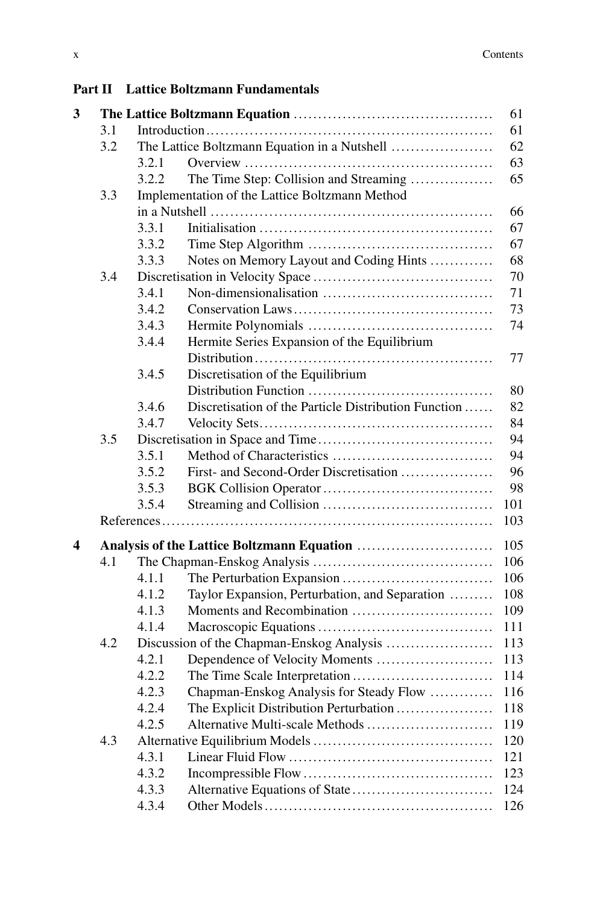## Part II Lattice Boltzmann Fundamentals

**3 The Lattice Boltzmann Equation** ........ 61
- 3.1 Introduction ........ 61
- 3.2 The Lattice Boltzmann Equation in a Nutshell ........ 62
  - 3.2.1 Overview ........ 63
  - 3.2.2 The Time Step: Collision and Streaming ........ 65
- 3.3 Implementation of the Lattice Boltzmann Method in a Nutshell ........ 66
  - 3.3.1 Initialisation ........ 67
  - 3.3.2 Time Step Algorithm ........ 67
  - 3.3.3 Notes on Memory Layout and Coding Hints ........ 68
- 3.4 Discretisation in Velocity Space ........ 70
  - 3.4.1 Non-dimensionalisation ........ 71
  - 3.4.2 Conservation Laws ........ 73
  - 3.4.3 Hermite Polynomials ........ 74
  - 3.4.4 Hermite Series Expansion of the Equilibrium Distribution ........ 77
  - 3.4.5 Discretisation of the Equilibrium Distribution Function ........ 80
  - 3.4.6 Discretisation of the Particle Distribution Function ........ 82
  - 3.4.7 Velocity Sets ........ 84
- 3.5 Discretisation in Space and Time ........ 94
  - 3.5.1 Method of Characteristics ........ 94
  - 3.5.2 First- and Second-Order Discretisation ........ 96
  - 3.5.3 BGK Collision Operator ........ 98
  - 3.5.4 Streaming and Collision ........ 101
- References ........ 103

**4 Analysis of the Lattice Boltzmann Equation** ........ 105
- 4.1 The Chapman-Enskog Analysis ........ 106
  - 4.1.1 The Perturbation Expansion ........ 106
  - 4.1.2 Taylor Expansion, Perturbation, and Separation ........ 108
  - 4.1.3 Moments and Recombination ........ 109
  - 4.1.4 Macroscopic Equations ........ 111
- 4.2 Discussion of the Chapman-Enskog Analysis ........ 113
  - 4.2.1 Dependence of Velocity Moments ........ 113
  - 4.2.2 The Time Scale Interpretation ........ 114
  - 4.2.3 Chapman-Enskog Analysis for Steady Flow ........ 116
  - 4.2.4 The Explicit Distribution Perturbation ........ 118
  - 4.2.5 Alternative Multi-scale Methods ........ 119
- 4.3 Alternative Equilibrium Models ........ 120
  - 4.3.1 Linear Fluid Flow ........ 121
  - 4.3.2 Incompressible Flow ........ 123
  - 4.3.3 Alternative Equations of State ........ 124
  - 4.3.4 Other Models ........ 126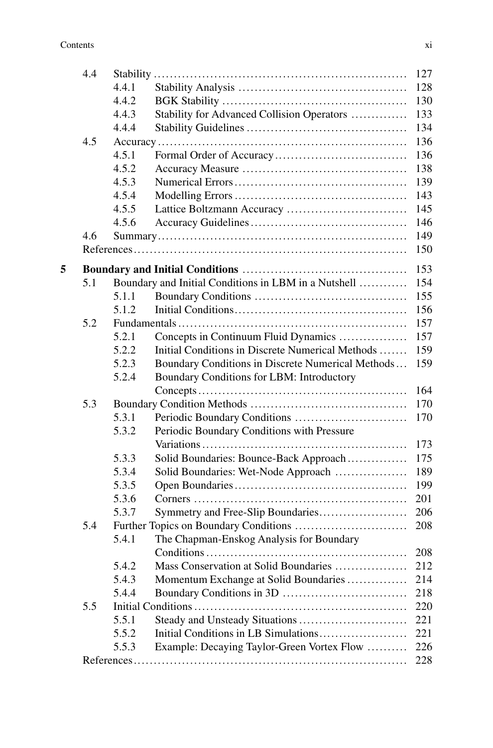| | | | |
|---|---|---|---|
| 4.4 | Stability | | 127 |
| | 4.4.1 | Stability Analysis | 128 |
| | 4.4.2 | BGK Stability | 130 |
| | 4.4.3 | Stability for Advanced Collision Operators | 133 |
| | 4.4.4 | Stability Guidelines | 134 |
| 4.5 | Accuracy | | 136 |
| | 4.5.1 | Formal Order of Accuracy | 136 |
| | 4.5.2 | Accuracy Measure | 138 |
| | 4.5.3 | Numerical Errors | 139 |
| | 4.5.4 | Modelling Errors | 143 |
| | 4.5.5 | Lattice Boltzmann Accuracy | 145 |
| | 4.5.6 | Accuracy Guidelines | 146 |
| 4.6 | Summary | | 149 |
| References | | | 150 |

**5 Boundary and Initial Conditions** ........ 153

| | | | |
|---|---|---|---|
| 5.1 | Boundary and Initial Conditions in LBM in a Nutshell | | 154 |
| | 5.1.1 | Boundary Conditions | 155 |
| | 5.1.2 | Initial Conditions | 156 |
| 5.2 | Fundamentals | | 157 |
| | 5.2.1 | Concepts in Continuum Fluid Dynamics | 157 |
| | 5.2.2 | Initial Conditions in Discrete Numerical Methods | 159 |
| | 5.2.3 | Boundary Conditions in Discrete Numerical Methods | 159 |
| | 5.2.4 | Boundary Conditions for LBM: Introductory Concepts | 164 |
| 5.3 | Boundary Condition Methods | | 170 |
| | 5.3.1 | Periodic Boundary Conditions | 170 |
| | 5.3.2 | Periodic Boundary Conditions with Pressure Variations | 173 |
| | 5.3.3 | Solid Boundaries: Bounce-Back Approach | 175 |
| | 5.3.4 | Solid Boundaries: Wet-Node Approach | 189 |
| | 5.3.5 | Open Boundaries | 199 |
| | 5.3.6 | Corners | 201 |
| | 5.3.7 | Symmetry and Free-Slip Boundaries | 206 |
| 5.4 | Further Topics on Boundary Conditions | | 208 |
| | 5.4.1 | The Chapman-Enskog Analysis for Boundary Conditions | 208 |
| | 5.4.2 | Mass Conservation at Solid Boundaries | 212 |
| | 5.4.3 | Momentum Exchange at Solid Boundaries | 214 |
| | 5.4.4 | Boundary Conditions in 3D | 218 |
| 5.5 | Initial Conditions | | 220 |
| | 5.5.1 | Steady and Unsteady Situations | 221 |
| | 5.5.2 | Initial Conditions in LB Simulations | 221 |
| | 5.5.3 | Example: Decaying Taylor-Green Vortex Flow | 226 |
| References | | | 228 |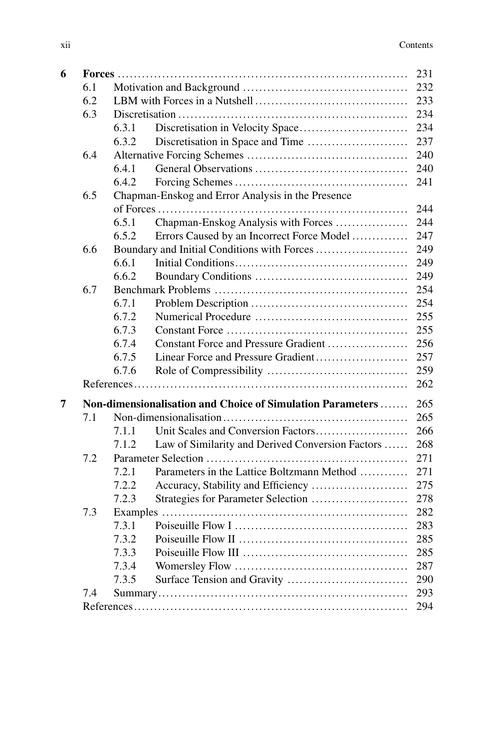| | | | |
|---|---|---|---|
| **6** | **Forces** | | 231 |
| | 6.1 | Motivation and Background | 232 |
| | 6.2 | LBM with Forces in a Nutshell | 233 |
| | 6.3 | Discretisation | 234 |
| | | 6.3.1 Discretisation in Velocity Space | 234 |
| | | 6.3.2 Discretisation in Space and Time | 237 |
| | 6.4 | Alternative Forcing Schemes | 240 |
| | | 6.4.1 General Observations | 240 |
| | | 6.4.2 Forcing Schemes | 241 |
| | 6.5 | Chapman-Enskog and Error Analysis in the Presence of Forces | 244 |
| | | 6.5.1 Chapman-Enskog Analysis with Forces | 244 |
| | | 6.5.2 Errors Caused by an Incorrect Force Model | 247 |
| | 6.6 | Boundary and Initial Conditions with Forces | 249 |
| | | 6.6.1 Initial Conditions | 249 |
| | | 6.6.2 Boundary Conditions | 249 |
| | 6.7 | Benchmark Problems | 254 |
| | | 6.7.1 Problem Description | 254 |
| | | 6.7.2 Numerical Procedure | 255 |
| | | 6.7.3 Constant Force | 255 |
| | | 6.7.4 Constant Force and Pressure Gradient | 256 |
| | | 6.7.5 Linear Force and Pressure Gradient | 257 |
| | | 6.7.6 Role of Compressibility | 259 |
| | References | | 262 |
| **7** | **Non-dimensionalisation and Choice of Simulation Parameters** | | 265 |
| | 7.1 | Non-dimensionalisation | 265 |
| | | 7.1.1 Unit Scales and Conversion Factors | 266 |
| | | 7.1.2 Law of Similarity and Derived Conversion Factors | 268 |
| | 7.2 | Parameter Selection | 271 |
| | | 7.2.1 Parameters in the Lattice Boltzmann Method | 271 |
| | | 7.2.2 Accuracy, Stability and Efficiency | 275 |
| | | 7.2.3 Strategies for Parameter Selection | 278 |
| | 7.3 | Examples | 282 |
| | | 7.3.1 Poiseuille Flow I | 283 |
| | | 7.3.2 Poiseuille Flow II | 285 |
| | | 7.3.3 Poiseuille Flow III | 285 |
| | | 7.3.4 Womersley Flow | 287 |
| | | 7.3.5 Surface Tension and Gravity | 290 |
| | 7.4 | Summary | 293 |
| | References | | 294 |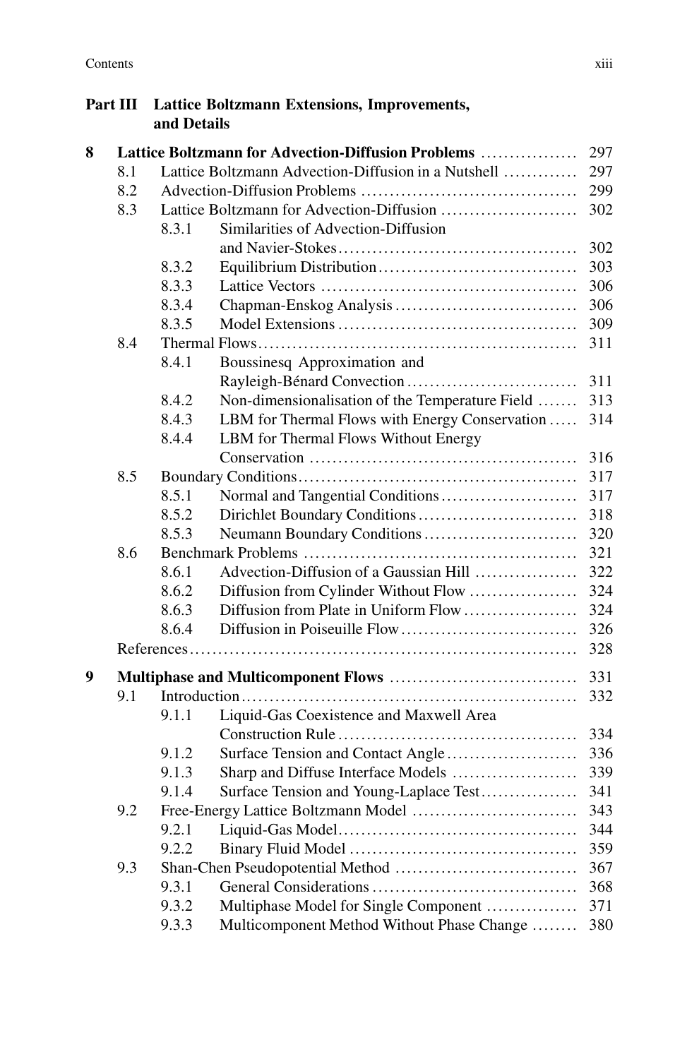**Part III Lattice Boltzmann Extensions, Improvements, and Details**

**8 Lattice Boltzmann for Advection-Diffusion Problems** ................. 297

- 8.1 Lattice Boltzmann Advection-Diffusion in a Nutshell ............ 297
- 8.2 Advection-Diffusion Problems ..................................... 299
- 8.3 Lattice Boltzmann for Advection-Diffusion ....................... 302
  - 8.3.1 Similarities of Advection-Diffusion and Navier-Stokes ........................................ 302
  - 8.3.2 Equilibrium Distribution .................................. 303
  - 8.3.3 Lattice Vectors ............................................ 306
  - 8.3.4 Chapman-Enskog Analysis ............................... 306
  - 8.3.5 Model Extensions ......................................... 309
- 8.4 Thermal Flows ....................................................... 311
  - 8.4.1 Boussinesq Approximation and Rayleigh-Bénard Convection ............................. 311
  - 8.4.2 Non-dimensionalisation of the Temperature Field ....... 313
  - 8.4.3 LBM for Thermal Flows with Energy Conservation ..... 314
  - 8.4.4 LBM for Thermal Flows Without Energy Conservation .............................................. 316
- 8.5 Boundary Conditions ................................................ 317
  - 8.5.1 Normal and Tangential Conditions ........................ 317
  - 8.5.2 Dirichlet Boundary Conditions ........................... 318
  - 8.5.3 Neumann Boundary Conditions ........................... 320
- 8.6 Benchmark Problems ............................................... 321
  - 8.6.1 Advection-Diffusion of a Gaussian Hill ................. 322
  - 8.6.2 Diffusion from Cylinder Without Flow .................. 324
  - 8.6.3 Diffusion from Plate in Uniform Flow ................... 324
  - 8.6.4 Diffusion in Poiseuille Flow .............................. 326
- References ................................................................. 328

**9 Multiphase and Multicomponent Flows** ................................ 331

- 9.1 Introduction .......................................................... 332
  - 9.1.1 Liquid-Gas Coexistence and Maxwell Area Construction Rule ......................................... 334
  - 9.1.2 Surface Tension and Contact Angle ...................... 336
  - 9.1.3 Sharp and Diffuse Interface Models ..................... 339
  - 9.1.4 Surface Tension and Young-Laplace Test ................ 341
- 9.2 Free-Energy Lattice Boltzmann Model ............................ 343
  - 9.2.1 Liquid-Gas Model .......................................... 344
  - 9.2.2 Binary Fluid Model ........................................ 359
- 9.3 Shan-Chen Pseudopotential Method ............................... 367
  - 9.3.1 General Considerations ................................... 368
  - 9.3.2 Multiphase Model for Single Component ............... 371
  - 9.3.3 Multicomponent Method Without Phase Change ........ 380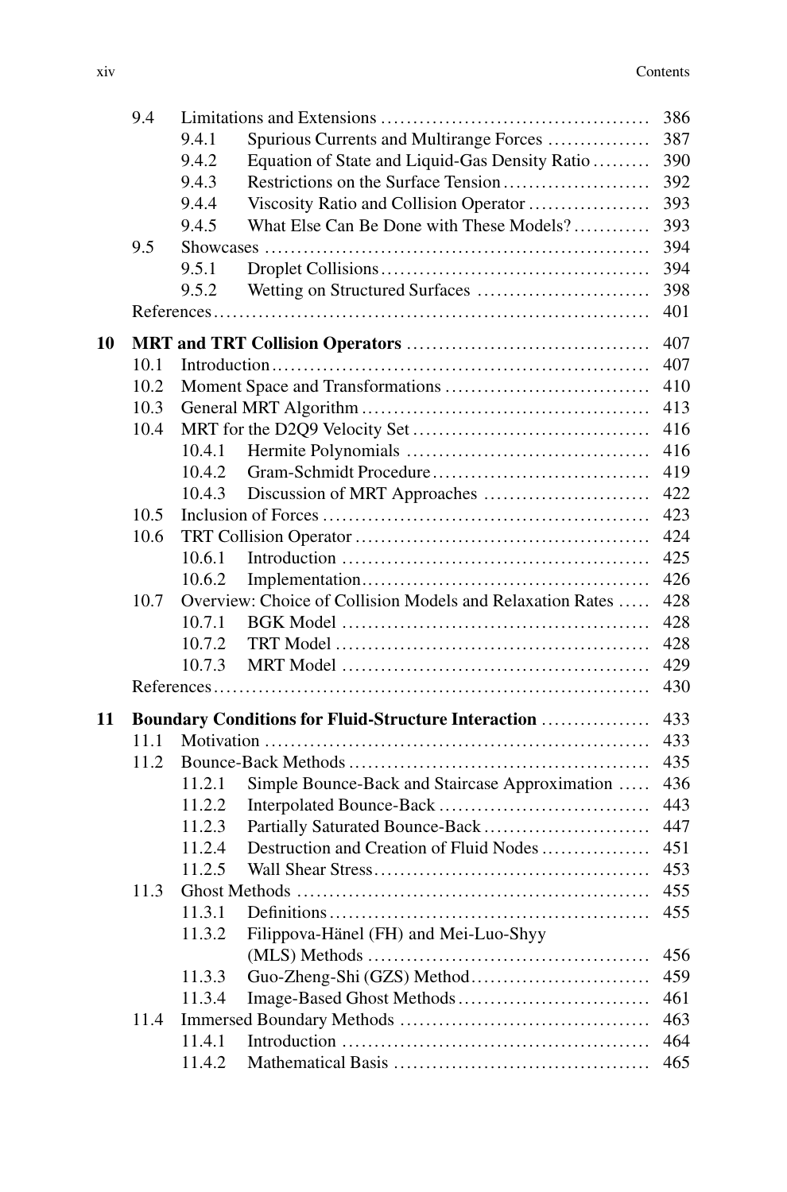| | | | |
|---|---|---|---|
| 9.4 | | Limitations and Extensions | 386 |
| | 9.4.1 | Spurious Currents and Multirange Forces | 387 |
| | 9.4.2 | Equation of State and Liquid-Gas Density Ratio | 390 |
| | 9.4.3 | Restrictions on the Surface Tension | 392 |
| | 9.4.4 | Viscosity Ratio and Collision Operator | 393 |
| | 9.4.5 | What Else Can Be Done with These Models? | 393 |
| 9.5 | | Showcases | 394 |
| | 9.5.1 | Droplet Collisions | 394 |
| | 9.5.2 | Wetting on Structured Surfaces | 398 |
| | | References | 401 |

**10 MRT and TRT Collision Operators** ... 407

| | | | |
|---|---|---|---|
| 10.1 | | Introduction | 407 |
| 10.2 | | Moment Space and Transformations | 410 |
| 10.3 | | General MRT Algorithm | 413 |
| 10.4 | | MRT for the D2Q9 Velocity Set | 416 |
| | 10.4.1 | Hermite Polynomials | 416 |
| | 10.4.2 | Gram-Schmidt Procedure | 419 |
| | 10.4.3 | Discussion of MRT Approaches | 422 |
| 10.5 | | Inclusion of Forces | 423 |
| 10.6 | | TRT Collision Operator | 424 |
| | 10.6.1 | Introduction | 425 |
| | 10.6.2 | Implementation | 426 |
| 10.7 | | Overview: Choice of Collision Models and Relaxation Rates | 428 |
| | 10.7.1 | BGK Model | 428 |
| | 10.7.2 | TRT Model | 428 |
| | 10.7.3 | MRT Model | 429 |
| | | References | 430 |

**11 Boundary Conditions for Fluid-Structure Interaction** ... 433

| | | | |
|---|---|---|---|
| 11.1 | | Motivation | 433 |
| 11.2 | | Bounce-Back Methods | 435 |
| | 11.2.1 | Simple Bounce-Back and Staircase Approximation | 436 |
| | 11.2.2 | Interpolated Bounce-Back | 443 |
| | 11.2.3 | Partially Saturated Bounce-Back | 447 |
| | 11.2.4 | Destruction and Creation of Fluid Nodes | 451 |
| | 11.2.5 | Wall Shear Stress | 453 |
| 11.3 | | Ghost Methods | 455 |
| | 11.3.1 | Definitions | 455 |
| | 11.3.2 | Filippova-Hänel (FH) and Mei-Luo-Shyy (MLS) Methods | 456 |
| | 11.3.3 | Guo-Zheng-Shi (GZS) Method | 459 |
| | 11.3.4 | Image-Based Ghost Methods | 461 |
| 11.4 | | Immersed Boundary Methods | 463 |
| | 11.4.1 | Introduction | 464 |
| | 11.4.2 | Mathematical Basis | 465 |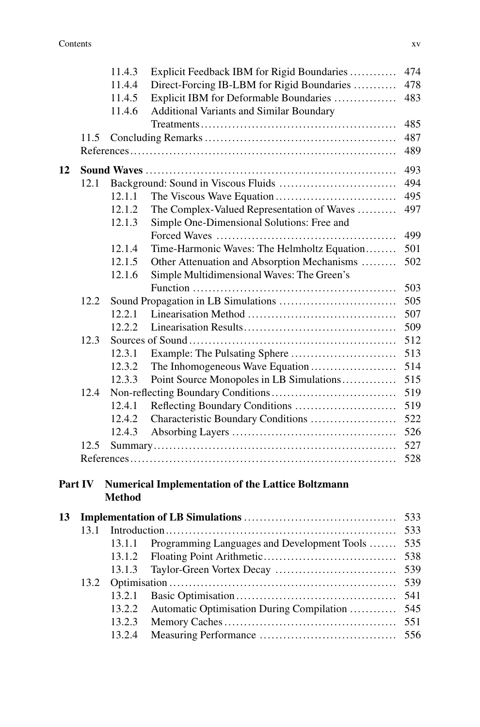11.4.3 Explicit Feedback IBM for Rigid Boundaries ........... 474
11.4.4 Direct-Forcing IB-LBM for Rigid Boundaries .......... 478
11.4.5 Explicit IBM for Deformable Boundaries ............... 483
11.4.6 Additional Variants and Similar Boundary Treatments ........................................... 485
11.5 Concluding Remarks ........................................... 487
References ................................................................ 489

**12 Sound Waves** ........................................................... 493
12.1 Background: Sound in Viscous Fluids ............................ 494
12.1.1 The Viscous Wave Equation .............................. 495
12.1.2 The Complex-Valued Representation of Waves .......... 497
12.1.3 Simple One-Dimensional Solutions: Free and Forced Waves ............................................ 499
12.1.4 Time-Harmonic Waves: The Helmholtz Equation ........ 501
12.1.5 Other Attenuation and Absorption Mechanisms ......... 502
12.1.6 Simple Multidimensional Waves: The Green's Function .................................................. 503
12.2 Sound Propagation in LB Simulations ............................ 505
12.2.1 Linearisation Method ..................................... 507
12.2.2 Linearisation Results ..................................... 509
12.3 Sources of Sound .................................................. 512
12.3.1 Example: The Pulsating Sphere ......................... 513
12.3.2 The Inhomogeneous Wave Equation ..................... 514
12.3.3 Point Source Monopoles in LB Simulations ............. 515
12.4 Non-reflecting Boundary Conditions .............................. 519
12.4.1 Reflecting Boundary Conditions ......................... 519
12.4.2 Characteristic Boundary Conditions ..................... 522
12.4.3 Absorbing Layers ......................................... 526
12.5 Summary ........................................................... 527
References ................................................................ 528

**Part IV Numerical Implementation of the Lattice Boltzmann Method**

**13 Implementation of LB Simulations** ..................................... 533
13.1 Introduction ........................................................ 533
13.1.1 Programming Languages and Development Tools ....... 535
13.1.2 Floating Point Arithmetic ................................ 538
13.1.3 Taylor-Green Vortex Decay .............................. 539
13.2 Optimisation ........................................................ 539
13.2.1 Basic Optimisation ........................................ 541
13.2.2 Automatic Optimisation During Compilation ........... 545
13.2.3 Memory Caches ........................................... 551
13.2.4 Measuring Performance .................................. 556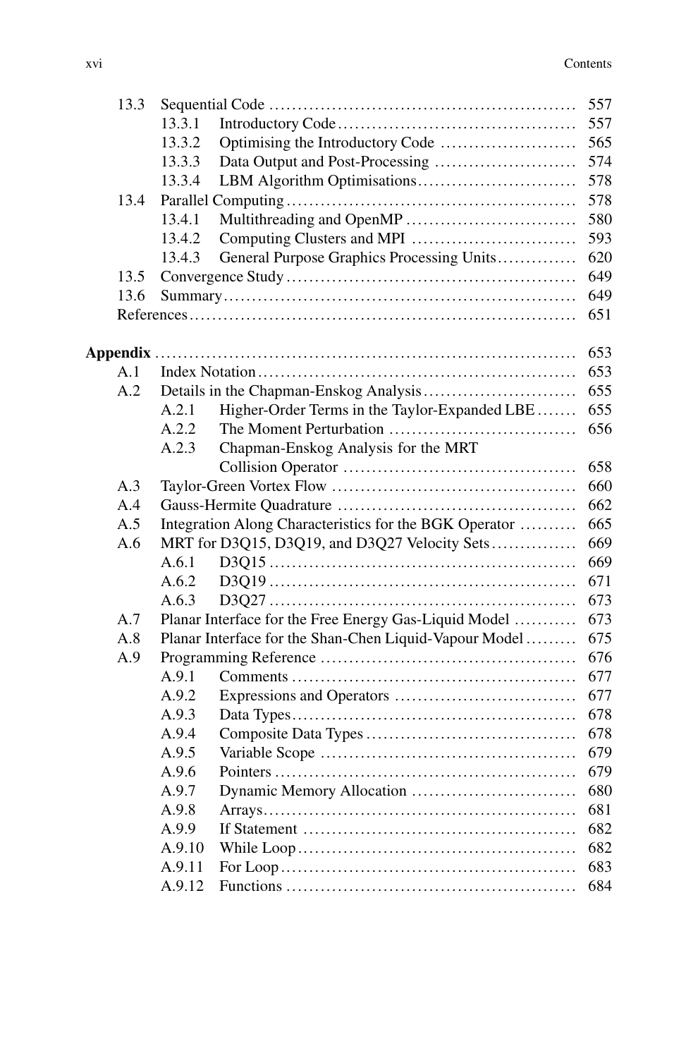- 13.3 Sequential Code ..... 557
  - 13.3.1 Introductory Code ..... 557
  - 13.3.2 Optimising the Introductory Code ..... 565
  - 13.3.3 Data Output and Post-Processing ..... 574
  - 13.3.4 LBM Algorithm Optimisations ..... 578
- 13.4 Parallel Computing ..... 578
  - 13.4.1 Multithreading and OpenMP ..... 580
  - 13.4.2 Computing Clusters and MPI ..... 593
  - 13.4.3 General Purpose Graphics Processing Units ..... 620
- 13.5 Convergence Study ..... 649
- 13.6 Summary ..... 649
- References ..... 651

**Appendix** ..... 653

- A.1 Index Notation ..... 653
- A.2 Details in the Chapman-Enskog Analysis ..... 655
  - A.2.1 Higher-Order Terms in the Taylor-Expanded LBE ..... 655
  - A.2.2 The Moment Perturbation ..... 656
  - A.2.3 Chapman-Enskog Analysis for the MRT Collision Operator ..... 658
- A.3 Taylor-Green Vortex Flow ..... 660
- A.4 Gauss-Hermite Quadrature ..... 662
- A.5 Integration Along Characteristics for the BGK Operator ..... 665
- A.6 MRT for D3Q15, D3Q19, and D3Q27 Velocity Sets ..... 669
  - A.6.1 D3Q15 ..... 669
  - A.6.2 D3Q19 ..... 671
  - A.6.3 D3Q27 ..... 673
- A.7 Planar Interface for the Free Energy Gas-Liquid Model ..... 673
- A.8 Planar Interface for the Shan-Chen Liquid-Vapour Model ..... 675
- A.9 Programming Reference ..... 676
  - A.9.1 Comments ..... 677
  - A.9.2 Expressions and Operators ..... 677
  - A.9.3 Data Types ..... 678
  - A.9.4 Composite Data Types ..... 678
  - A.9.5 Variable Scope ..... 679
  - A.9.6 Pointers ..... 679
  - A.9.7 Dynamic Memory Allocation ..... 680
  - A.9.8 Arrays ..... 681
  - A.9.9 If Statement ..... 682
  - A.9.10 While Loop ..... 682
  - A.9.11 For Loop ..... 683
  - A.9.12 Functions ..... 684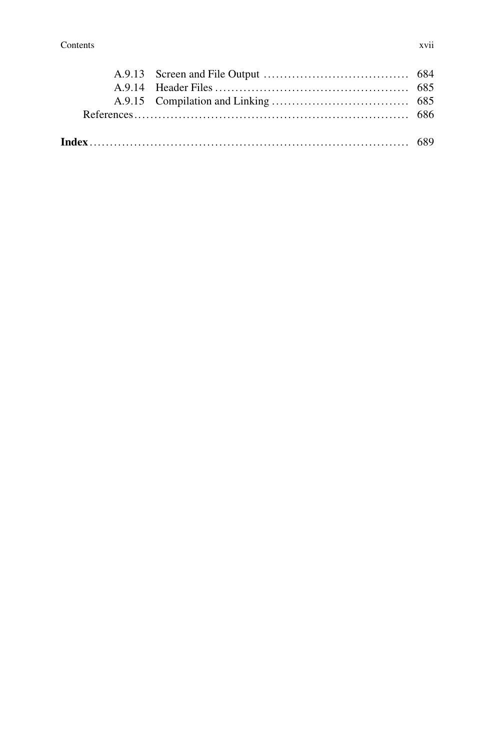A.9.13 Screen and File Output ..................................... 684
A.9.14 Header Files ................................................ 685
A.9.15 Compilation and Linking .................................. 685
References................................................................ 686

**Index** ...................................................................... 689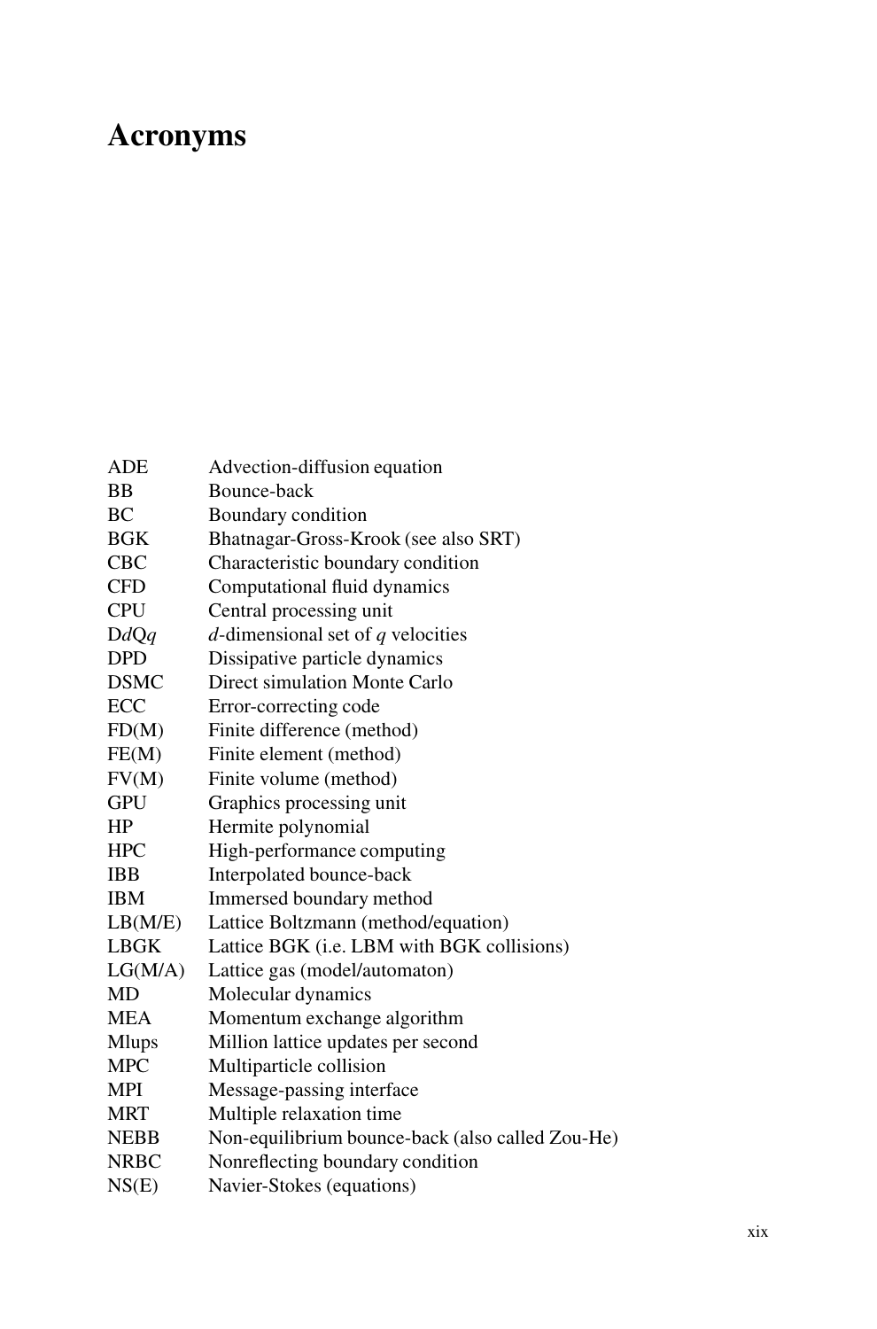# Acronyms

| | |
|---|---|
| ADE | Advection-diffusion equation |
| BB | Bounce-back |
| BC | Boundary condition |
| BGK | Bhatnagar-Gross-Krook (see also SRT) |
| CBC | Characteristic boundary condition |
| CFD | Computational fluid dynamics |
| CPU | Central processing unit |
| D*d*Q*q* | *d*-dimensional set of *q* velocities |
| DPD | Dissipative particle dynamics |
| DSMC | Direct simulation Monte Carlo |
| ECC | Error-correcting code |
| FD(M) | Finite difference (method) |
| FE(M) | Finite element (method) |
| FV(M) | Finite volume (method) |
| GPU | Graphics processing unit |
| HP | Hermite polynomial |
| HPC | High-performance computing |
| IBB | Interpolated bounce-back |
| IBM | Immersed boundary method |
| LB(M/E) | Lattice Boltzmann (method/equation) |
| LBGK | Lattice BGK (i.e. LBM with BGK collisions) |
| LG(M/A) | Lattice gas (model/automaton) |
| MD | Molecular dynamics |
| MEA | Momentum exchange algorithm |
| Mlups | Million lattice updates per second |
| MPC | Multiparticle collision |
| MPI | Message-passing interface |
| MRT | Multiple relaxation time |
| NEBB | Non-equilibrium bounce-back (also called Zou-He) |
| NRBC | Nonreflecting boundary condition |
| NS(E) | Navier-Stokes (equations) |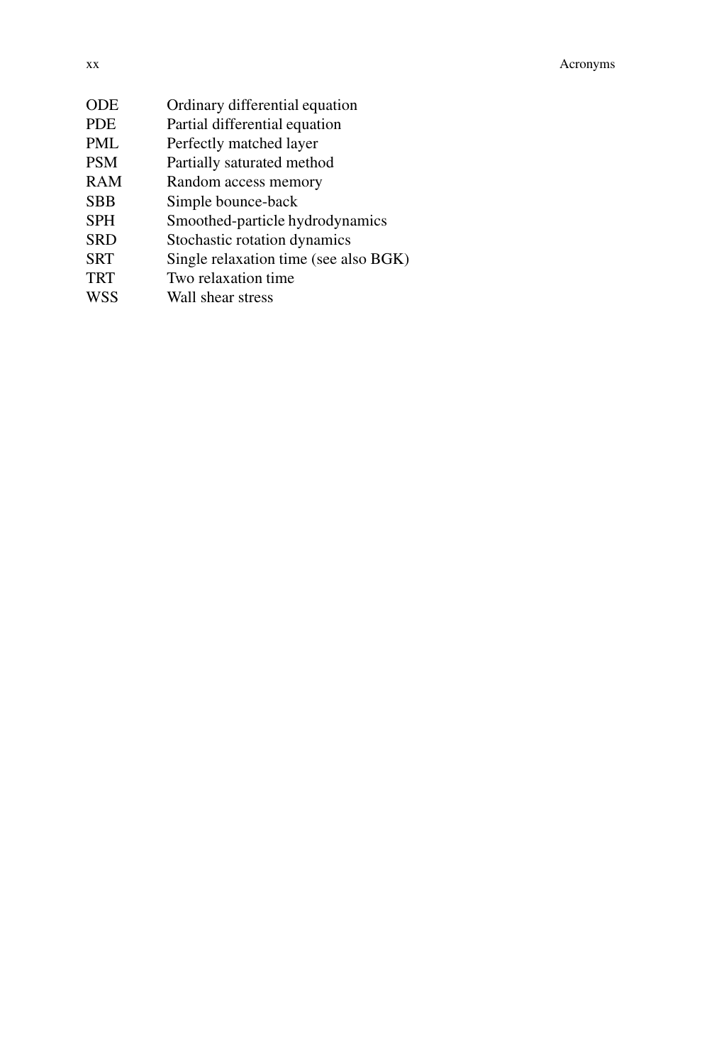| | |
|---|---|
| ODE | Ordinary differential equation |
| PDE | Partial differential equation |
| PML | Perfectly matched layer |
| PSM | Partially saturated method |
| RAM | Random access memory |
| SBB | Simple bounce-back |
| SPH | Smoothed-particle hydrodynamics |
| SRD | Stochastic rotation dynamics |
| SRT | Single relaxation time (see also BGK) |
| TRT | Two relaxation time |
| WSS | Wall shear stress |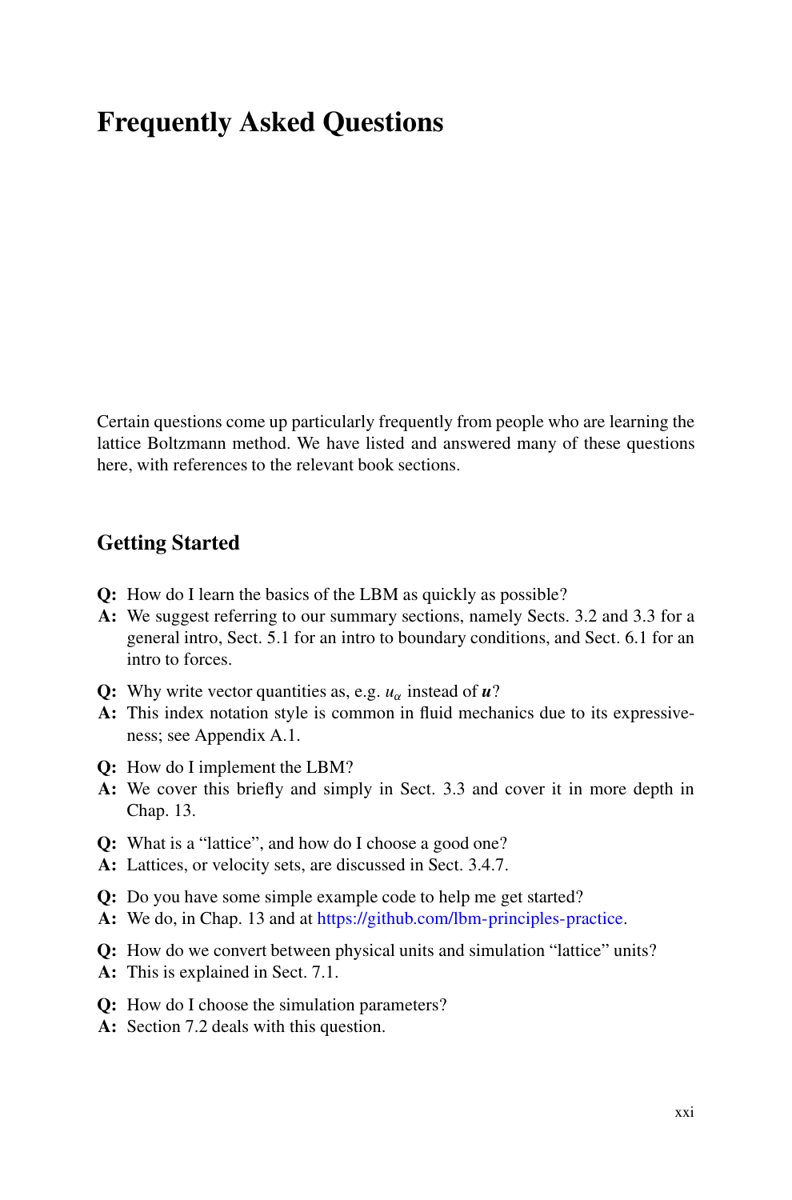# Frequently Asked Questions

Certain questions come up particularly frequently from people who are learning the lattice Boltzmann method. We have listed and answered many of these questions here, with references to the relevant book sections.

## Getting Started

**Q:** How do I learn the basics of the LBM as quickly as possible?
**A:** We suggest referring to our summary sections, namely Sects. 3.2 and 3.3 for a general intro, Sect. 5.1 for an intro to boundary conditions, and Sect. 6.1 for an intro to forces.

**Q:** Why write vector quantities as, e.g. $u_\alpha$ instead of $\boldsymbol{u}$?
**A:** This index notation style is common in fluid mechanics due to its expressiveness; see Appendix A.1.

**Q:** How do I implement the LBM?
**A:** We cover this briefly and simply in Sect. 3.3 and cover it in more depth in Chap. 13.

**Q:** What is a "lattice", and how do I choose a good one?
**A:** Lattices, or velocity sets, are discussed in Sect. 3.4.7.

**Q:** Do you have some simple example code to help me get started?
**A:** We do, in Chap. 13 and at https://github.com/lbm-principles-practice.

**Q:** How do we convert between physical units and simulation "lattice" units?
**A:** This is explained in Sect. 7.1.

**Q:** How do I choose the simulation parameters?
**A:** Section 7.2 deals with this question.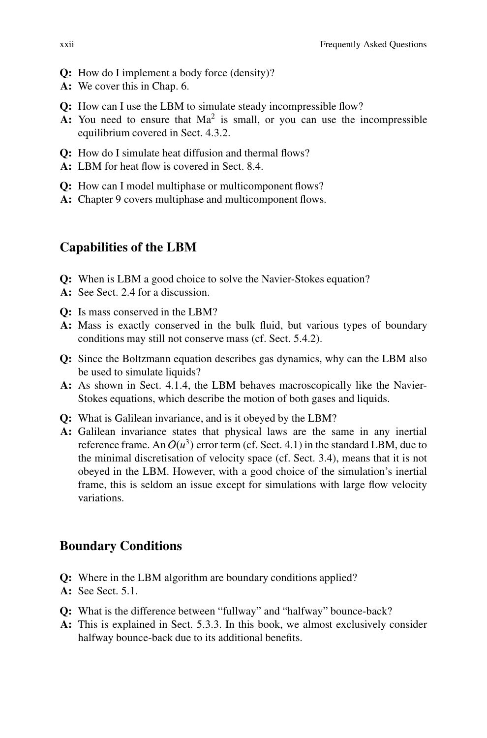**Q:** How do I implement a body force (density)?
**A:** We cover this in Chap. 6.

**Q:** How can I use the LBM to simulate steady incompressible flow?
**A:** You need to ensure that $\mathrm{Ma}^2$ is small, or you can use the incompressible equilibrium covered in Sect. 4.3.2.

**Q:** How do I simulate heat diffusion and thermal flows?
**A:** LBM for heat flow is covered in Sect. 8.4.

**Q:** How can I model multiphase or multicomponent flows?
**A:** Chapter 9 covers multiphase and multicomponent flows.

## Capabilities of the LBM

**Q:** When is LBM a good choice to solve the Navier-Stokes equation?
**A:** See Sect. 2.4 for a discussion.

**Q:** Is mass conserved in the LBM?
**A:** Mass is exactly conserved in the bulk fluid, but various types of boundary conditions may still not conserve mass (cf. Sect. 5.4.2).

**Q:** Since the Boltzmann equation describes gas dynamics, why can the LBM also be used to simulate liquids?
**A:** As shown in Sect. 4.1.4, the LBM behaves macroscopically like the Navier-Stokes equations, which describe the motion of both gases and liquids.

**Q:** What is Galilean invariance, and is it obeyed by the LBM?
**A:** Galilean invariance states that physical laws are the same in any inertial reference frame. An $O(u^3)$ error term (cf. Sect. 4.1) in the standard LBM, due to the minimal discretisation of velocity space (cf. Sect. 3.4), means that it is not obeyed in the LBM. However, with a good choice of the simulation's inertial frame, this is seldom an issue except for simulations with large flow velocity variations.

## Boundary Conditions

**Q:** Where in the LBM algorithm are boundary conditions applied?
**A:** See Sect. 5.1.

**Q:** What is the difference between "fullway" and "halfway" bounce-back?
**A:** This is explained in Sect. 5.3.3. In this book, we almost exclusively consider halfway bounce-back due to its additional benefits.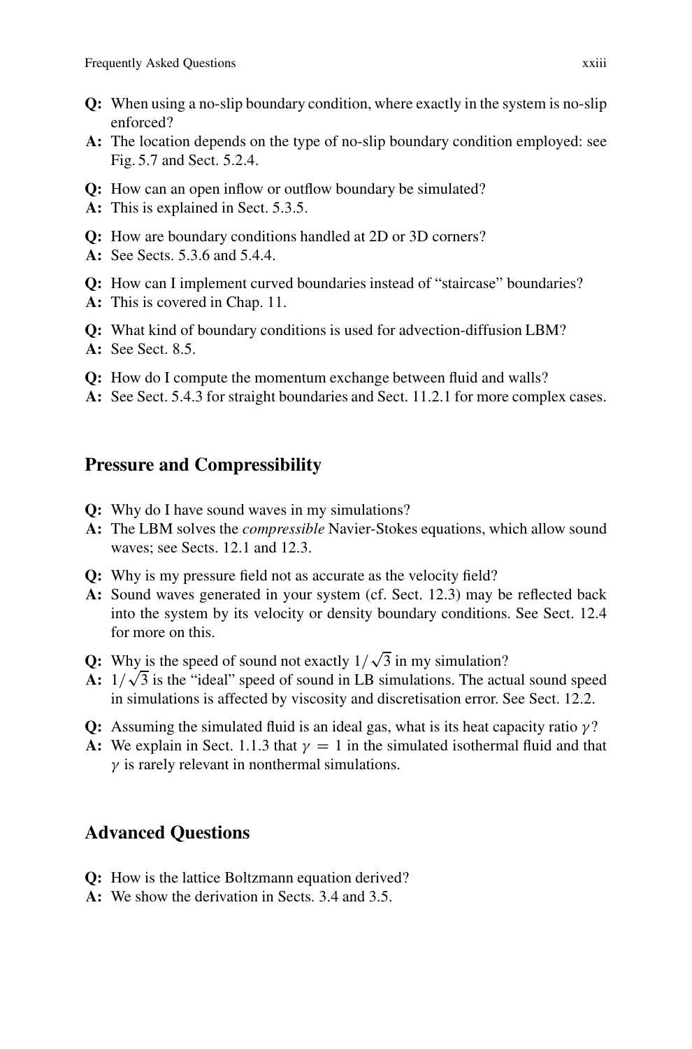**Q:** When using a no-slip boundary condition, where exactly in the system is no-slip enforced?

**A:** The location depends on the type of no-slip boundary condition employed: see Fig. 5.7 and Sect. 5.2.4.

**Q:** How can an open inflow or outflow boundary be simulated?

**A:** This is explained in Sect. 5.3.5.

**Q:** How are boundary conditions handled at 2D or 3D corners?

**A:** See Sects. 5.3.6 and 5.4.4.

**Q:** How can I implement curved boundaries instead of "staircase" boundaries?

**A:** This is covered in Chap. 11.

**Q:** What kind of boundary conditions is used for advection-diffusion LBM?

**A:** See Sect. 8.5.

**Q:** How do I compute the momentum exchange between fluid and walls?

**A:** See Sect. 5.4.3 for straight boundaries and Sect. 11.2.1 for more complex cases.

## Pressure and Compressibility

**Q:** Why do I have sound waves in my simulations?

**A:** The LBM solves the *compressible* Navier-Stokes equations, which allow sound waves; see Sects. 12.1 and 12.3.

**Q:** Why is my pressure field not as accurate as the velocity field?

**A:** Sound waves generated in your system (cf. Sect. 12.3) may be reflected back into the system by its velocity or density boundary conditions. See Sect. 12.4 for more on this.

**Q:** Why is the speed of sound not exactly $1/\sqrt{3}$ in my simulation?

**A:** $1/\sqrt{3}$ is the "ideal" speed of sound in LB simulations. The actual sound speed in simulations is affected by viscosity and discretisation error. See Sect. 12.2.

**Q:** Assuming the simulated fluid is an ideal gas, what is its heat capacity ratio $\gamma$?

**A:** We explain in Sect. 1.1.3 that $\gamma = 1$ in the simulated isothermal fluid and that $\gamma$ is rarely relevant in nonthermal simulations.

## Advanced Questions

**Q:** How is the lattice Boltzmann equation derived?

**A:** We show the derivation in Sects. 3.4 and 3.5.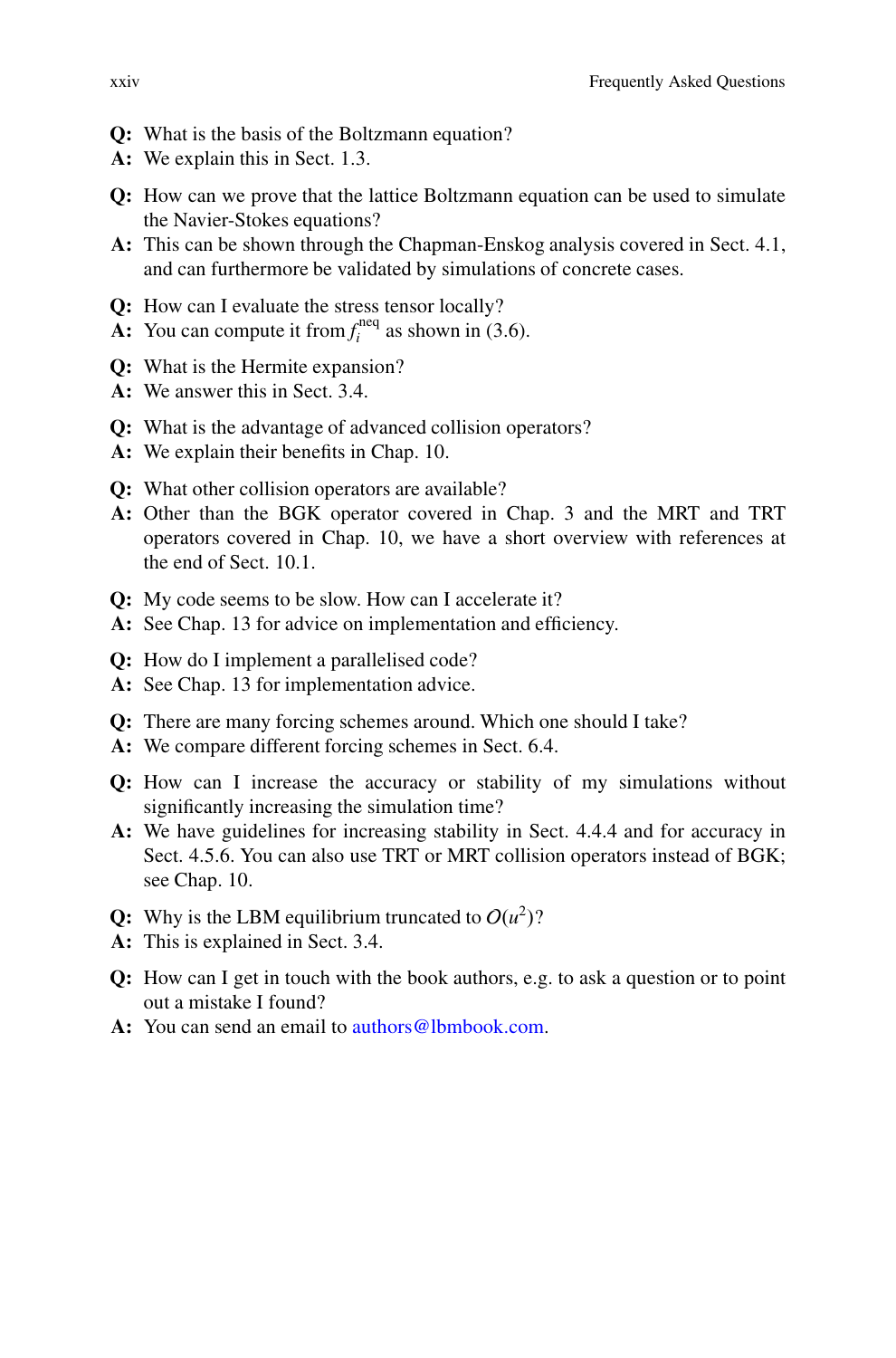**Q:** What is the basis of the Boltzmann equation?
**A:** We explain this in Sect. 1.3.

**Q:** How can we prove that the lattice Boltzmann equation can be used to simulate the Navier-Stokes equations?
**A:** This can be shown through the Chapman-Enskog analysis covered in Sect. 4.1, and can furthermore be validated by simulations of concrete cases.

**Q:** How can I evaluate the stress tensor locally?
**A:** You can compute it from $f_i^{\text{neq}}$ as shown in (3.6).

**Q:** What is the Hermite expansion?
**A:** We answer this in Sect. 3.4.

**Q:** What is the advantage of advanced collision operators?
**A:** We explain their benefits in Chap. 10.

**Q:** What other collision operators are available?
**A:** Other than the BGK operator covered in Chap. 3 and the MRT and TRT operators covered in Chap. 10, we have a short overview with references at the end of Sect. 10.1.

**Q:** My code seems to be slow. How can I accelerate it?
**A:** See Chap. 13 for advice on implementation and efficiency.

**Q:** How do I implement a parallelised code?
**A:** See Chap. 13 for implementation advice.

**Q:** There are many forcing schemes around. Which one should I take?
**A:** We compare different forcing schemes in Sect. 6.4.

**Q:** How can I increase the accuracy or stability of my simulations without significantly increasing the simulation time?
**A:** We have guidelines for increasing stability in Sect. 4.4.4 and for accuracy in Sect. 4.5.6. You can also use TRT or MRT collision operators instead of BGK; see Chap. 10.

**Q:** Why is the LBM equilibrium truncated to $O(u^2)$?
**A:** This is explained in Sect. 3.4.

**Q:** How can I get in touch with the book authors, e.g. to ask a question or to point out a mistake I found?
**A:** You can send an email to authors@lbmbook.com.